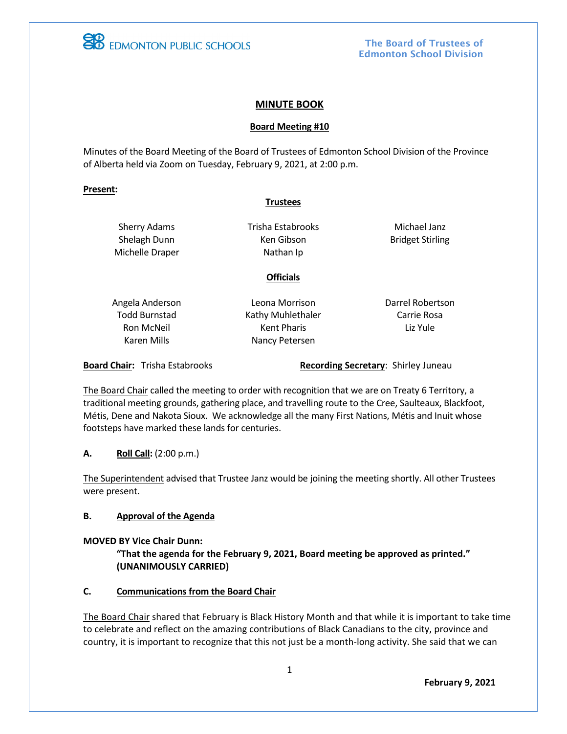EDMONTON PUBLIC SCHOOLS

The Board of Trustees of Edmonton School Division

# MINUTE BOOK

## Board Meeting #10

Minutes of the Board Meeting of the Board of Trustees of Edmonton School Division of the Province of Alberta held via Zoom on Tuesday, February 9, 2021, at 2:00 p.m.

**Present:**

**Trustees**

| | | |
|---|---|---|
| Sherry Adams | Trisha Estabrooks | Michael Janz |
| Shelagh Dunn | Ken Gibson | Bridget Stirling |
| Michelle Draper | Nathan Ip | |

**Officials**

| | | |
|---|---|---|
| Angela Anderson | Leona Morrison | Darrel Robertson |
| Todd Burnstad | Kathy Muhlethaler | Carrie Rosa |
| Ron McNeil | Kent Pharis | Liz Yule |
| Karen Mills | Nancy Petersen | |

**Board Chair:** Trisha Estabrooks **Recording Secretary**: Shirley Juneau

The Board Chair called the meeting to order with recognition that we are on Treaty 6 Territory, a traditional meeting grounds, gathering place, and travelling route to the Cree, Saulteaux, Blackfoot, Métis, Dene and Nakota Sioux. We acknowledge all the many First Nations, Métis and Inuit whose footsteps have marked these lands for centuries.

**A. Roll Call:** (2:00 p.m.)

The Superintendent advised that Trustee Janz would be joining the meeting shortly. All other Trustees were present.

**B. Approval of the Agenda**

**MOVED BY Vice Chair Dunn:**

**"That the agenda for the February 9, 2021, Board meeting be approved as printed." (UNANIMOUSLY CARRIED)**

**C. Communications from the Board Chair**

The Board Chair shared that February is Black History Month and that while it is important to take time to celebrate and reflect on the amazing contributions of Black Canadians to the city, province and country, it is important to recognize that this not just be a month-long activity. She said that we can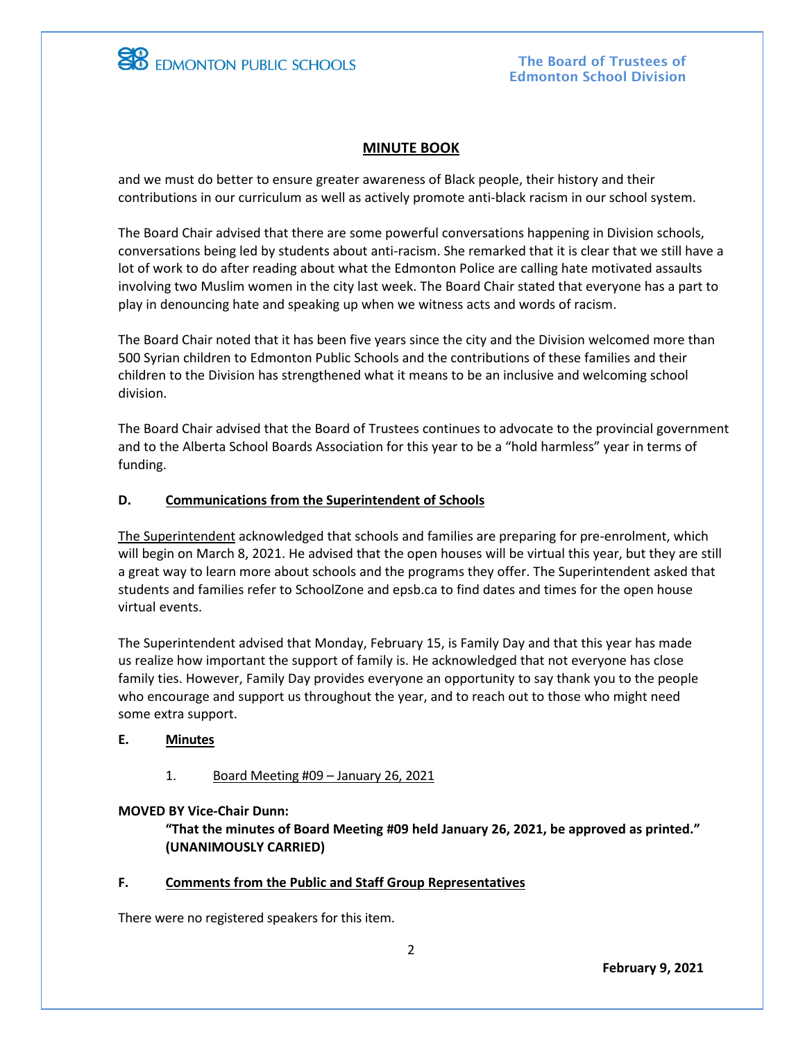## MINUTE BOOK

and we must do better to ensure greater awareness of Black people, their history and their contributions in our curriculum as well as actively promote anti-black racism in our school system.

The Board Chair advised that there are some powerful conversations happening in Division schools, conversations being led by students about anti-racism. She remarked that it is clear that we still have a lot of work to do after reading about what the Edmonton Police are calling hate motivated assaults involving two Muslim women in the city last week. The Board Chair stated that everyone has a part to play in denouncing hate and speaking up when we witness acts and words of racism.

The Board Chair noted that it has been five years since the city and the Division welcomed more than 500 Syrian children to Edmonton Public Schools and the contributions of these families and their children to the Division has strengthened what it means to be an inclusive and welcoming school division.

The Board Chair advised that the Board of Trustees continues to advocate to the provincial government and to the Alberta School Boards Association for this year to be a "hold harmless" year in terms of funding.

**D. Communications from the Superintendent of Schools**

The Superintendent acknowledged that schools and families are preparing for pre-enrolment, which will begin on March 8, 2021. He advised that the open houses will be virtual this year, but they are still a great way to learn more about schools and the programs they offer. The Superintendent asked that students and families refer to SchoolZone and epsb.ca to find dates and times for the open house virtual events.

The Superintendent advised that Monday, February 15, is Family Day and that this year has made us realize how important the support of family is. He acknowledged that not everyone has close family ties. However, Family Day provides everyone an opportunity to say thank you to the people who encourage and support us throughout the year, and to reach out to those who might need some extra support.

**E. Minutes**

1. Board Meeting #09 – January 26, 2021

**MOVED BY Vice-Chair Dunn:**

**"That the minutes of Board Meeting #09 held January 26, 2021, be approved as printed." (UNANIMOUSLY CARRIED)**

**F. Comments from the Public and Staff Group Representatives**

There were no registered speakers for this item.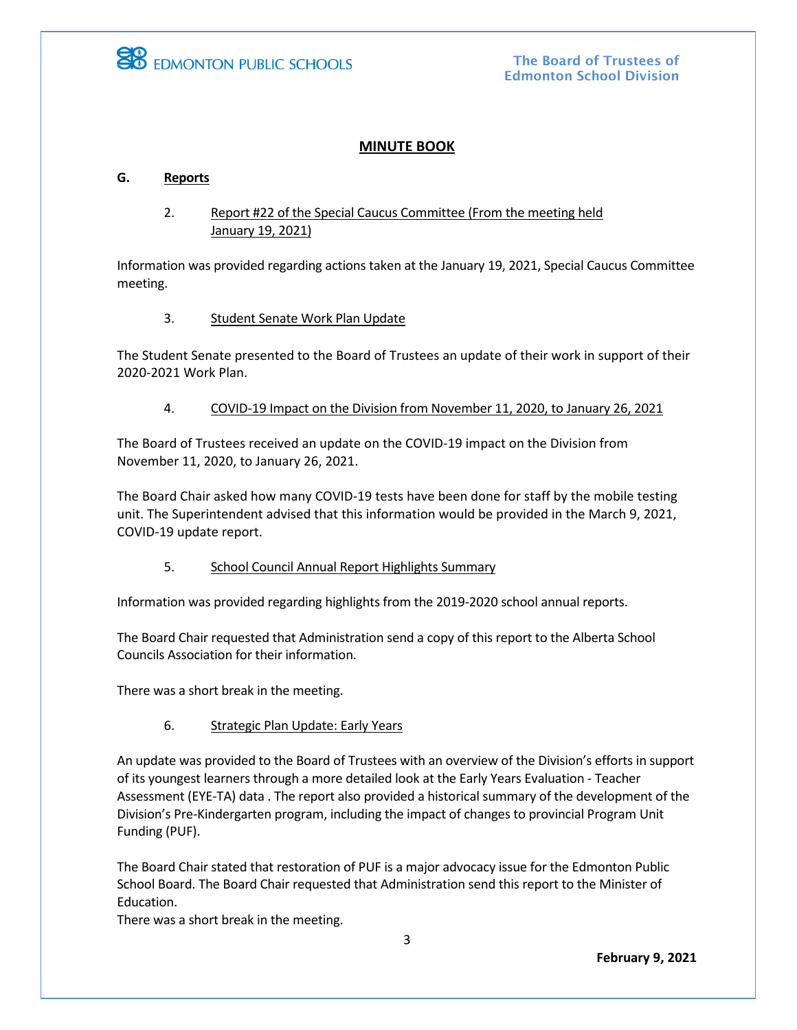## MINUTE BOOK

### G. Reports

2. Report #22 of the Special Caucus Committee (From the meeting held January 19, 2021)

Information was provided regarding actions taken at the January 19, 2021, Special Caucus Committee meeting.

3. Student Senate Work Plan Update

The Student Senate presented to the Board of Trustees an update of their work in support of their 2020-2021 Work Plan.

4. COVID-19 Impact on the Division from November 11, 2020, to January 26, 2021

The Board of Trustees received an update on the COVID-19 impact on the Division from November 11, 2020, to January 26, 2021.

The Board Chair asked how many COVID-19 tests have been done for staff by the mobile testing unit. The Superintendent advised that this information would be provided in the March 9, 2021, COVID-19 update report.

5. School Council Annual Report Highlights Summary

Information was provided regarding highlights from the 2019-2020 school annual reports.

The Board Chair requested that Administration send a copy of this report to the Alberta School Councils Association for their information.

There was a short break in the meeting.

6. Strategic Plan Update: Early Years

An update was provided to the Board of Trustees with an overview of the Division's efforts in support of its youngest learners through a more detailed look at the Early Years Evaluation - Teacher Assessment (EYE-TA) data . The report also provided a historical summary of the development of the Division's Pre-Kindergarten program, including the impact of changes to provincial Program Unit Funding (PUF).

The Board Chair stated that restoration of PUF is a major advocacy issue for the Edmonton Public School Board. The Board Chair requested that Administration send this report to the Minister of Education.

There was a short break in the meeting.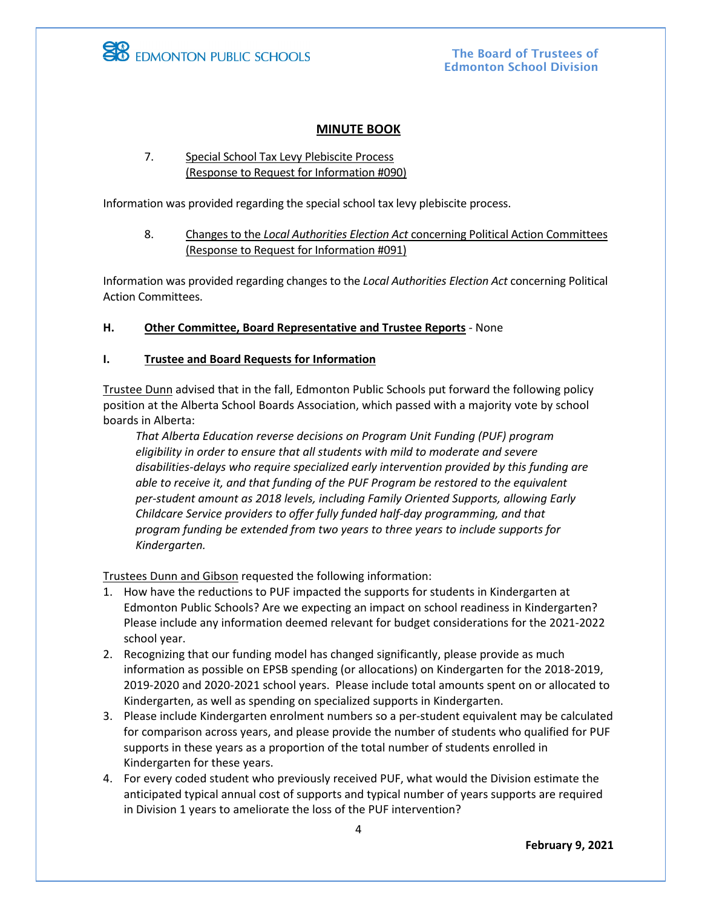# MINUTE BOOK

7. Special School Tax Levy Plebiscite Process
(Response to Request for Information #090)

Information was provided regarding the special school tax levy plebiscite process.

8. Changes to the *Local Authorities Election Act* concerning Political Action Committees
(Response to Request for Information #091)

Information was provided regarding changes to the *Local Authorities Election Act* concerning Political Action Committees.

**H. Other Committee, Board Representative and Trustee Reports** - None

**I. Trustee and Board Requests for Information**

Trustee Dunn advised that in the fall, Edmonton Public Schools put forward the following policy position at the Alberta School Boards Association, which passed with a majority vote by school boards in Alberta:

> *That Alberta Education reverse decisions on Program Unit Funding (PUF) program eligibility in order to ensure that all students with mild to moderate and severe disabilities-delays who require specialized early intervention provided by this funding are able to receive it, and that funding of the PUF Program be restored to the equivalent per-student amount as 2018 levels, including Family Oriented Supports, allowing Early Childcare Service providers to offer fully funded half-day programming, and that program funding be extended from two years to three years to include supports for Kindergarten.*

Trustees Dunn and Gibson requested the following information:

1. How have the reductions to PUF impacted the supports for students in Kindergarten at Edmonton Public Schools? Are we expecting an impact on school readiness in Kindergarten? Please include any information deemed relevant for budget considerations for the 2021-2022 school year.
2. Recognizing that our funding model has changed significantly, please provide as much information as possible on EPSB spending (or allocations) on Kindergarten for the 2018-2019, 2019-2020 and 2020-2021 school years. Please include total amounts spent on or allocated to Kindergarten, as well as spending on specialized supports in Kindergarten.
3. Please include Kindergarten enrolment numbers so a per-student equivalent may be calculated for comparison across years, and please provide the number of students who qualified for PUF supports in these years as a proportion of the total number of students enrolled in Kindergarten for these years.
4. For every coded student who previously received PUF, what would the Division estimate the anticipated typical annual cost of supports and typical number of years supports are required in Division 1 years to ameliorate the loss of the PUF intervention?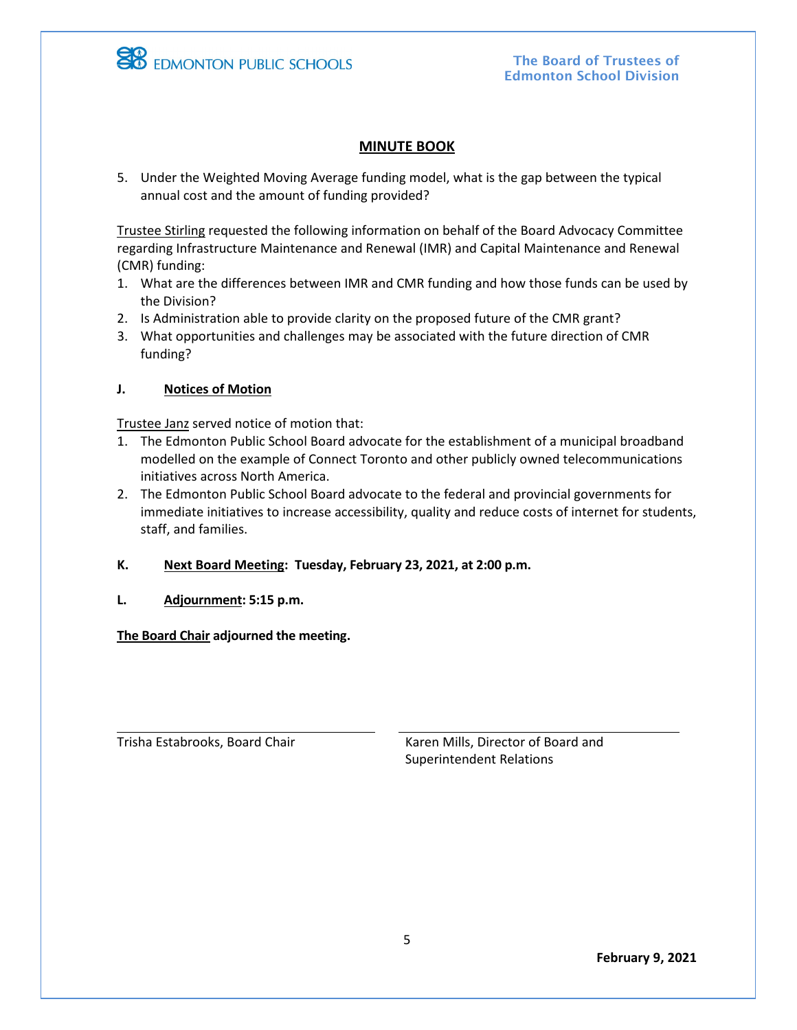## MINUTE BOOK

5. Under the Weighted Moving Average funding model, what is the gap between the typical annual cost and the amount of funding provided?

Trustee Stirling requested the following information on behalf of the Board Advocacy Committee regarding Infrastructure Maintenance and Renewal (IMR) and Capital Maintenance and Renewal (CMR) funding:

1. What are the differences between IMR and CMR funding and how those funds can be used by the Division?
2. Is Administration able to provide clarity on the proposed future of the CMR grant?
3. What opportunities and challenges may be associated with the future direction of CMR funding?

**J. Notices of Motion**

Trustee Janz served notice of motion that:

1. The Edmonton Public School Board advocate for the establishment of a municipal broadband modelled on the example of Connect Toronto and other publicly owned telecommunications initiatives across North America.
2. The Edmonton Public School Board advocate to the federal and provincial governments for immediate initiatives to increase accessibility, quality and reduce costs of internet for students, staff, and families.

**K. Next Board Meeting: Tuesday, February 23, 2021, at 2:00 p.m.**

**L. Adjournment: 5:15 p.m.**

**The Board Chair adjourned the meeting.**

Trisha Estabrooks, Board Chair

Karen Mills, Director of Board and Superintendent Relations